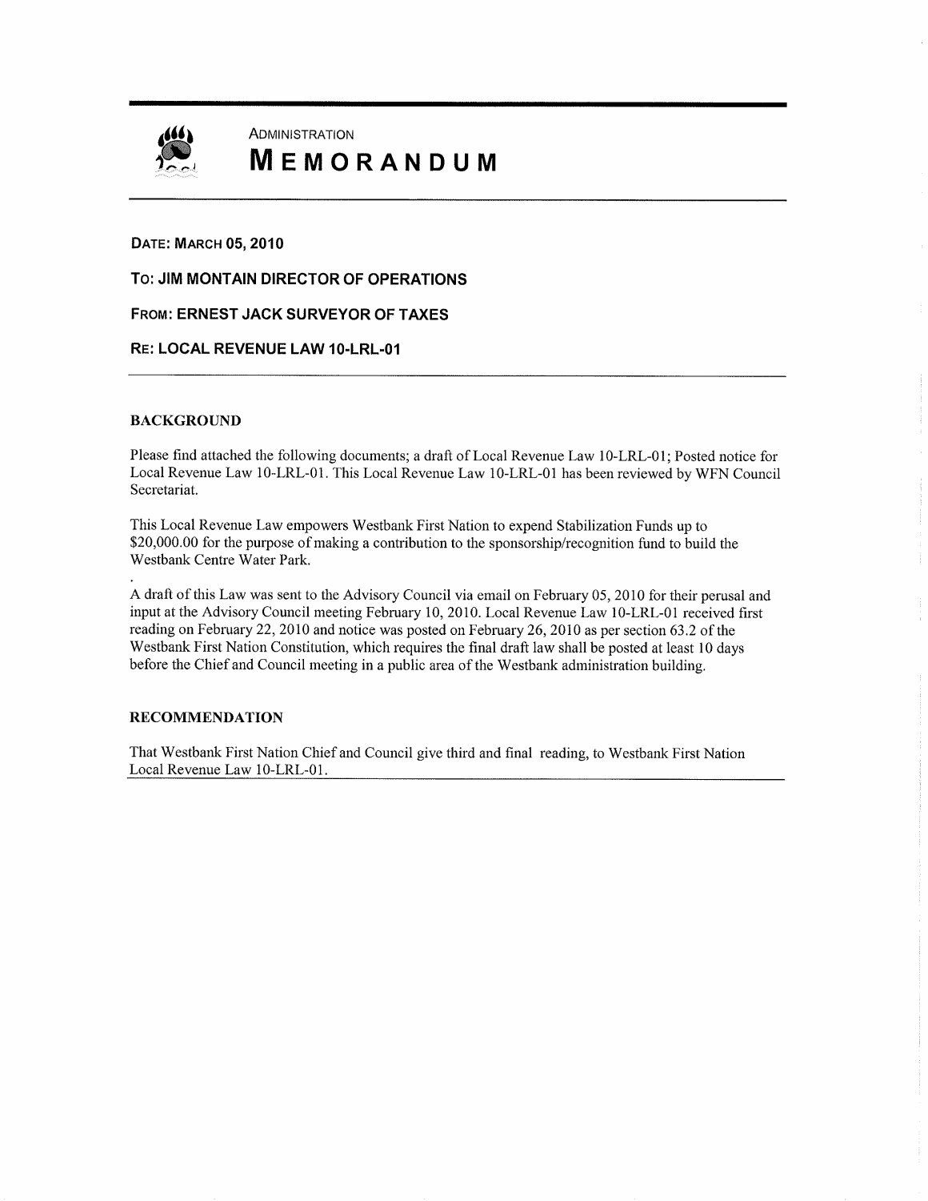ADMINISTRATION

# MEMORANDUM

**DATE: MARCH 05, 2010**

**TO: JIM MONTAIN DIRECTOR OF OPERATIONS**

**FROM: ERNEST JACK SURVEYOR OF TAXES**

**RE: LOCAL REVENUE LAW 10-LRL-01**

---

## BACKGROUND

Please find attached the following documents; a draft of Local Revenue Law 10-LRL-01; Posted notice for Local Revenue Law 10-LRL-01. This Local Revenue Law 10-LRL-01 has been reviewed by WFN Council Secretariat.

This Local Revenue Law empowers Westbank First Nation to expend Stabilization Funds up to $20,000.00 for the purpose of making a contribution to the sponsorship/recognition fund to build the Westbank Centre Water Park.

A draft of this Law was sent to the Advisory Council via email on February 05, 2010 for their perusal and input at the Advisory Council meeting February 10, 2010. Local Revenue Law 10-LRL-01 received first reading on February 22, 2010 and notice was posted on February 26, 2010 as per section 63.2 of the Westbank First Nation Constitution, which requires the final draft law shall be posted at least 10 days before the Chief and Council meeting in a public area of the Westbank administration building.

## RECOMMENDATION

That Westbank First Nation Chief and Council give third and final reading, to Westbank First Nation Local Revenue Law 10-LRL-01.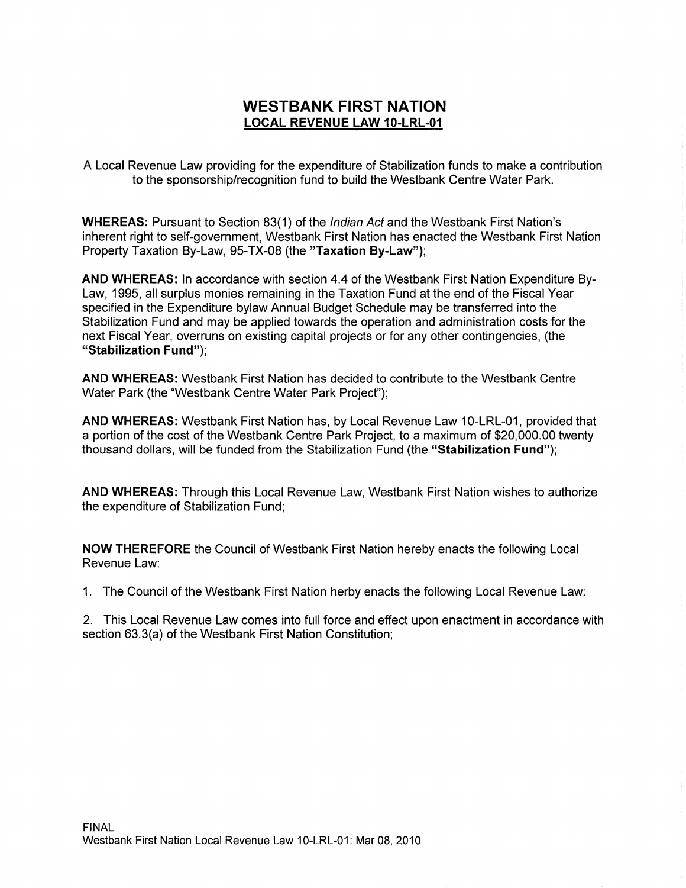# WESTBANK FIRST NATION
## LOCAL REVENUE LAW 10-LRL-01

A Local Revenue Law providing for the expenditure of Stabilization funds to make a contribution to the sponsorship/recognition fund to build the Westbank Centre Water Park.

**WHEREAS:** Pursuant to Section 83(1) of the *Indian Act* and the Westbank First Nation's inherent right to self-government, Westbank First Nation has enacted the Westbank First Nation Property Taxation By-Law, 95-TX-08 (the **"Taxation By-Law")**;

**AND WHEREAS:** In accordance with section 4.4 of the Westbank First Nation Expenditure By-Law, 1995, all surplus monies remaining in the Taxation Fund at the end of the Fiscal Year specified in the Expenditure bylaw Annual Budget Schedule may be transferred into the Stabilization Fund and may be applied towards the operation and administration costs for the next Fiscal Year, overruns on existing capital projects or for any other contingencies, (the **"Stabilization Fund"**);

**AND WHEREAS:** Westbank First Nation has decided to contribute to the Westbank Centre Water Park (the "Westbank Centre Water Park Project");

**AND WHEREAS:** Westbank First Nation has, by Local Revenue Law 10-LRL-01, provided that a portion of the cost of the Westbank Centre Park Project, to a maximum of $20,000.00 twenty thousand dollars, will be funded from the Stabilization Fund (the **"Stabilization Fund"**);

**AND WHEREAS:** Through this Local Revenue Law, Westbank First Nation wishes to authorize the expenditure of Stabilization Fund;

**NOW THEREFORE** the Council of Westbank First Nation hereby enacts the following Local Revenue Law:

1. The Council of the Westbank First Nation herby enacts the following Local Revenue Law:

2. This Local Revenue Law comes into full force and effect upon enactment in accordance with section 63.3(a) of the Westbank First Nation Constitution;

FINAL
Westbank First Nation Local Revenue Law 10-LRL-01: Mar 08, 2010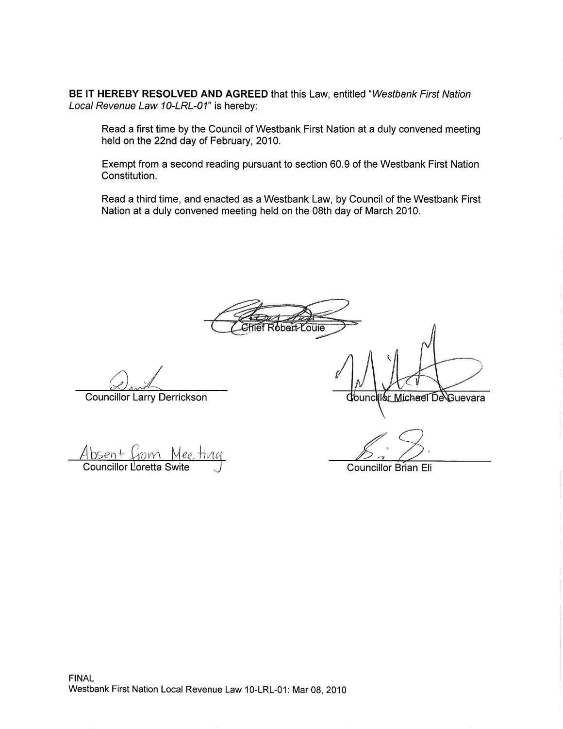**BE IT HEREBY RESOLVED AND AGREED** that this Law, entitled "*Westbank First Nation Local Revenue Law 10-LRL-01*" is hereby:

Read a first time by the Council of Westbank First Nation at a duly convened meeting held on the 22nd day of February, 2010.

Exempt from a second reading pursuant to section 60.9 of the Westbank First Nation Constitution.

Read a third time, and enacted as a Westbank Law, by Council of the Westbank First Nation at a duly convened meeting held on the 08th day of March 2010.

Chief Robert Louie

Councillor Larry Derrickson

Councillor Michael De Guevara

Absent from Meeting
Councillor Loretta Swite

Councillor Brian Eli

FINAL
Westbank First Nation Local Revenue Law 10-LRL-01: Mar 08, 2010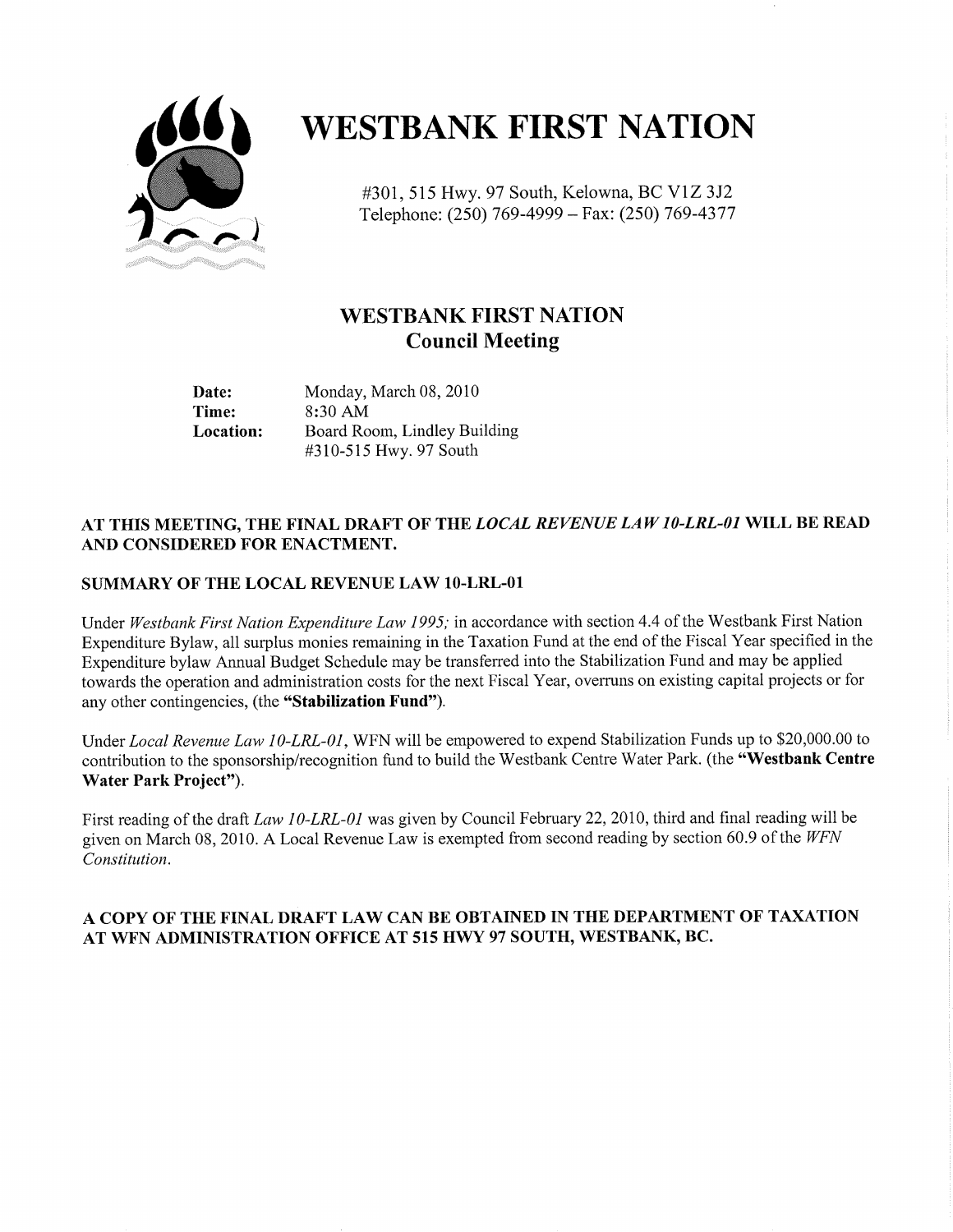# WESTBANK FIRST NATION

#301, 515 Hwy. 97 South, Kelowna, BC V1Z 3J2
Telephone: (250) 769-4999 – Fax: (250) 769-4377

## WESTBANK FIRST NATION
## Council Meeting

**Date:** Monday, March 08, 2010
**Time:** 8:30 AM
**Location:** Board Room, Lindley Building
#310-515 Hwy. 97 South

**AT THIS MEETING, THE FINAL DRAFT OF THE *LOCAL REVENUE LAW 10-LRL-01* WILL BE READ AND CONSIDERED FOR ENACTMENT.**

**SUMMARY OF THE LOCAL REVENUE LAW 10-LRL-01**

Under *Westbank First Nation Expenditure Law 1995;* in accordance with section 4.4 of the Westbank First Nation Expenditure Bylaw, all surplus monies remaining in the Taxation Fund at the end of the Fiscal Year specified in the Expenditure bylaw Annual Budget Schedule may be transferred into the Stabilization Fund and may be applied towards the operation and administration costs for the next Fiscal Year, overruns on existing capital projects or for any other contingencies, (the **"Stabilization Fund")**.

Under *Local Revenue Law 10-LRL-01*, WFN will be empowered to expend Stabilization Funds up to $20,000.00 to contribution to the sponsorship/recognition fund to build the Westbank Centre Water Park. (the **"Westbank Centre Water Park Project")**.

First reading of the draft *Law 10-LRL-01* was given by Council February 22, 2010, third and final reading will be given on March 08, 2010. A Local Revenue Law is exempted from second reading by section 60.9 of the *WFN Constitution*.

**A COPY OF THE FINAL DRAFT LAW CAN BE OBTAINED IN THE DEPARTMENT OF TAXATION AT WFN ADMINISTRATION OFFICE AT 515 HWY 97 SOUTH, WESTBANK, BC.**